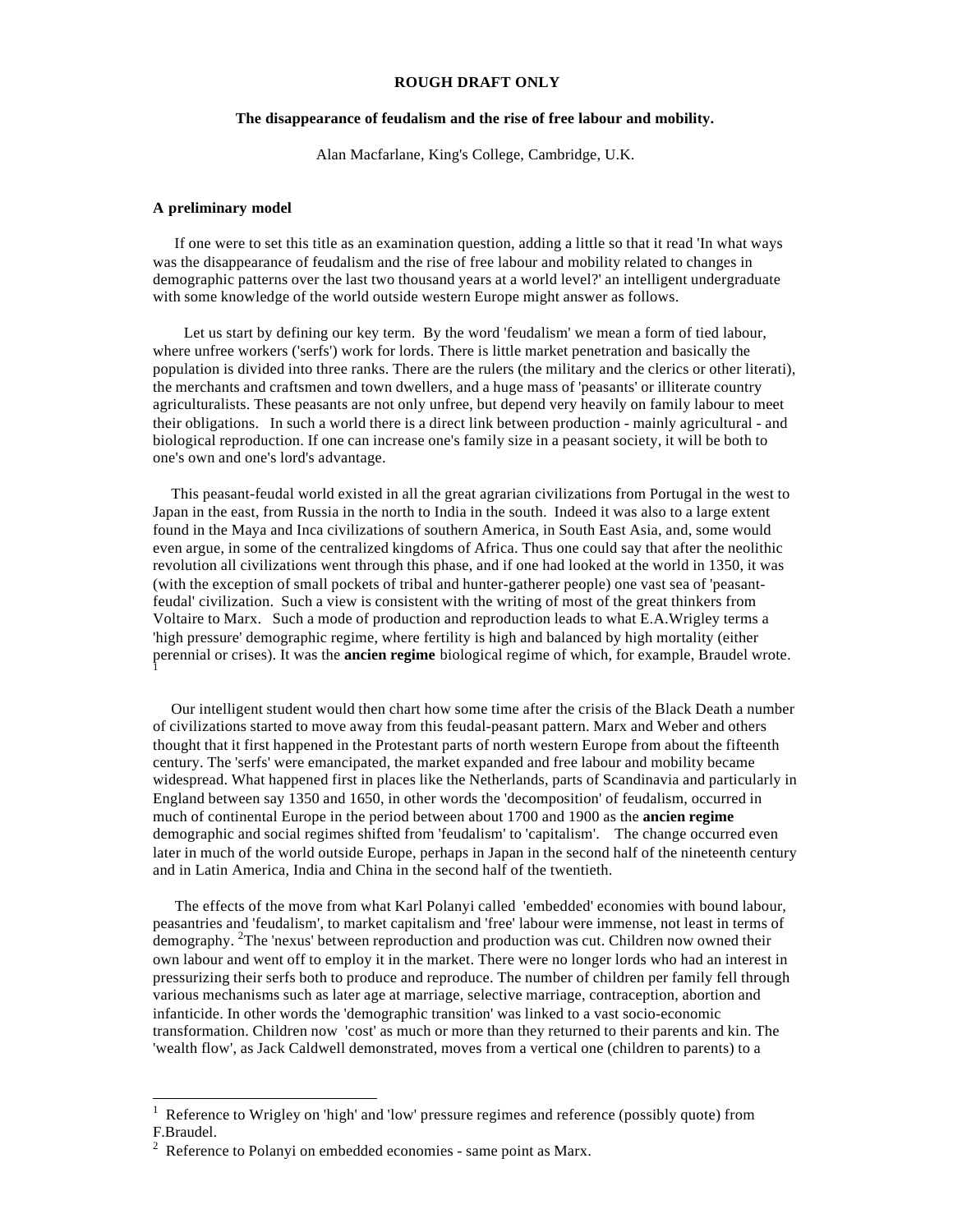**ROUGH DRAFT ONLY**

**The disappearance of feudalism and the rise of free labour and mobility.**

Alan Macfarlane, King's College, Cambridge, U.K.

### A preliminary model

If one were to set this title as an examination question, adding a little so that it read 'In what ways was the disappearance of feudalism and the rise of free labour and mobility related to changes in demographic patterns over the last two thousand years at a world level?' an intelligent undergraduate with some knowledge of the world outside western Europe might answer as follows.

Let us start by defining our key term. By the word 'feudalism' we mean a form of tied labour, where unfree workers ('serfs') work for lords. There is little market penetration and basically the population is divided into three ranks. There are the rulers (the military and the clerics or other literati), the merchants and craftsmen and town dwellers, and a huge mass of 'peasants' or illiterate country agriculturalists. These peasants are not only unfree, but depend very heavily on family labour to meet their obligations. In such a world there is a direct link between production - mainly agricultural - and biological reproduction. If one can increase one's family size in a peasant society, it will be both to one's own and one's lord's advantage.

This peasant-feudal world existed in all the great agrarian civilizations from Portugal in the west to Japan in the east, from Russia in the north to India in the south. Indeed it was also to a large extent found in the Maya and Inca civilizations of southern America, in South East Asia, and, some would even argue, in some of the centralized kingdoms of Africa. Thus one could say that after the neolithic revolution all civilizations went through this phase, and if one had looked at the world in 1350, it was (with the exception of small pockets of tribal and hunter-gatherer people) one vast sea of 'peasant-feudal' civilization. Such a view is consistent with the writing of most of the great thinkers from Voltaire to Marx. Such a mode of production and reproduction leads to what E.A.Wrigley terms a 'high pressure' demographic regime, where fertility is high and balanced by high mortality (either perennial or crises). It was the **ancien regime** biological regime of which, for example, Braudel wrote.[1]

Our intelligent student would then chart how some time after the crisis of the Black Death a number of civilizations started to move away from this feudal-peasant pattern. Marx and Weber and others thought that it first happened in the Protestant parts of north western Europe from about the fifteenth century. The 'serfs' were emancipated, the market expanded and free labour and mobility became widespread. What happened first in places like the Netherlands, parts of Scandinavia and particularly in England between say 1350 and 1650, in other words the 'decomposition' of feudalism, occurred in much of continental Europe in the period between about 1700 and 1900 as the **ancien regime** demographic and social regimes shifted from 'feudalism' to 'capitalism'. The change occurred even later in much of the world outside Europe, perhaps in Japan in the second half of the nineteenth century and in Latin America, India and China in the second half of the twentieth.

The effects of the move from what Karl Polanyi called 'embedded' economies with bound labour, peasantries and 'feudalism', to market capitalism and 'free' labour were immense, not least in terms of demography. [2]The 'nexus' between reproduction and production was cut. Children now owned their own labour and went off to employ it in the market. There were no longer lords who had an interest in pressurizing their serfs both to produce and reproduce. The number of children per family fell through various mechanisms such as later age at marriage, selective marriage, contraception, abortion and infanticide. In other words the 'demographic transition' was linked to a vast socio-economic transformation. Children now 'cost' as much or more than they returned to their parents and kin. The 'wealth flow', as Jack Caldwell demonstrated, moves from a vertical one (children to parents) to a

---

[1] Reference to Wrigley on 'high' and 'low' pressure regimes and reference (possibly quote) from F.Braudel.

[2] Reference to Polanyi on embedded economies - same point as Marx.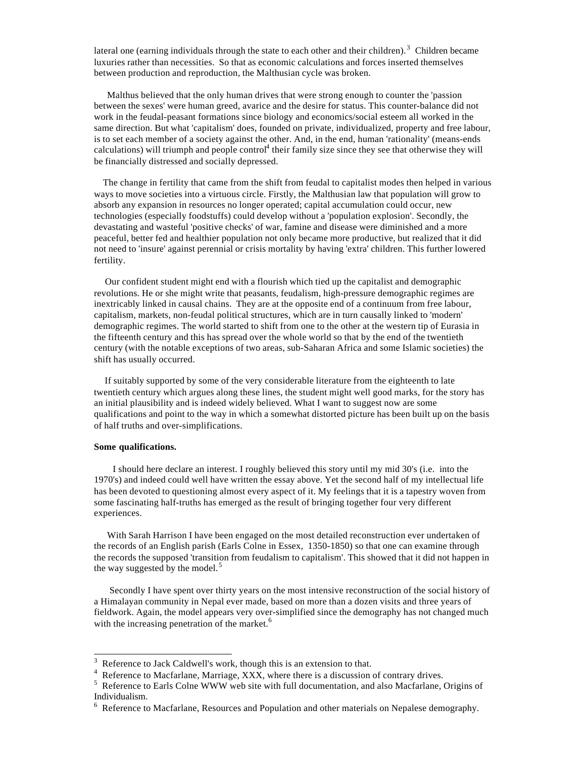lateral one (earning individuals through the state to each other and their children).[3] Children became luxuries rather than necessities. So that as economic calculations and forces inserted themselves between production and reproduction, the Malthusian cycle was broken.

Malthus believed that the only human drives that were strong enough to counter the 'passion between the sexes' were human greed, avarice and the desire for status. This counter-balance did not work in the feudal-peasant formations since biology and economics/social esteem all worked in the same direction. But what 'capitalism' does, founded on private, individualized, property and free labour, is to set each member of a society against the other. And, in the end, human 'rationality' (means-ends calculations) will triumph and people control[4] their family size since they see that otherwise they will be financially distressed and socially depressed.

The change in fertility that came from the shift from feudal to capitalist modes then helped in various ways to move societies into a virtuous circle. Firstly, the Malthusian law that population will grow to absorb any expansion in resources no longer operated; capital accumulation could occur, new technologies (especially foodstuffs) could develop without a 'population explosion'. Secondly, the devastating and wasteful 'positive checks' of war, famine and disease were diminished and a more peaceful, better fed and healthier population not only became more productive, but realized that it did not need to 'insure' against perennial or crisis mortality by having 'extra' children. This further lowered fertility.

Our confident student might end with a flourish which tied up the capitalist and demographic revolutions. He or she might write that peasants, feudalism, high-pressure demographic regimes are inextricably linked in causal chains. They are at the opposite end of a continuum from free labour, capitalism, markets, non-feudal political structures, which are in turn causally linked to 'modern' demographic regimes. The world started to shift from one to the other at the western tip of Eurasia in the fifteenth century and this has spread over the whole world so that by the end of the twentieth century (with the notable exceptions of two areas, sub-Saharan Africa and some Islamic societies) the shift has usually occurred.

If suitably supported by some of the very considerable literature from the eighteenth to late twentieth century which argues along these lines, the student might well good marks, for the story has an initial plausibility and is indeed widely believed. What I want to suggest now are some qualifications and point to the way in which a somewhat distorted picture has been built up on the basis of half truths and over-simplifications.

**Some qualifications.**

I should here declare an interest. I roughly believed this story until my mid 30's (i.e. into the 1970's) and indeed could well have written the essay above. Yet the second half of my intellectual life has been devoted to questioning almost every aspect of it. My feelings that it is a tapestry woven from some fascinating half-truths has emerged as the result of bringing together four very different experiences.

With Sarah Harrison I have been engaged on the most detailed reconstruction ever undertaken of the records of an English parish (Earls Colne in Essex, 1350-1850) so that one can examine through the records the supposed 'transition from feudalism to capitalism'. This showed that it did not happen in the way suggested by the model.[5]

Secondly I have spent over thirty years on the most intensive reconstruction of the social history of a Himalayan community in Nepal ever made, based on more than a dozen visits and three years of fieldwork. Again, the model appears very over-simplified since the demography has not changed much with the increasing penetration of the market.[6]

---

[3] Reference to Jack Caldwell's work, though this is an extension to that.

[4] Reference to Macfarlane, Marriage, XXX, where there is a discussion of contrary drives.

[5] Reference to Earls Colne WWW web site with full documentation, and also Macfarlane, Origins of Individualism.

[6] Reference to Macfarlane, Resources and Population and other materials on Nepalese demography.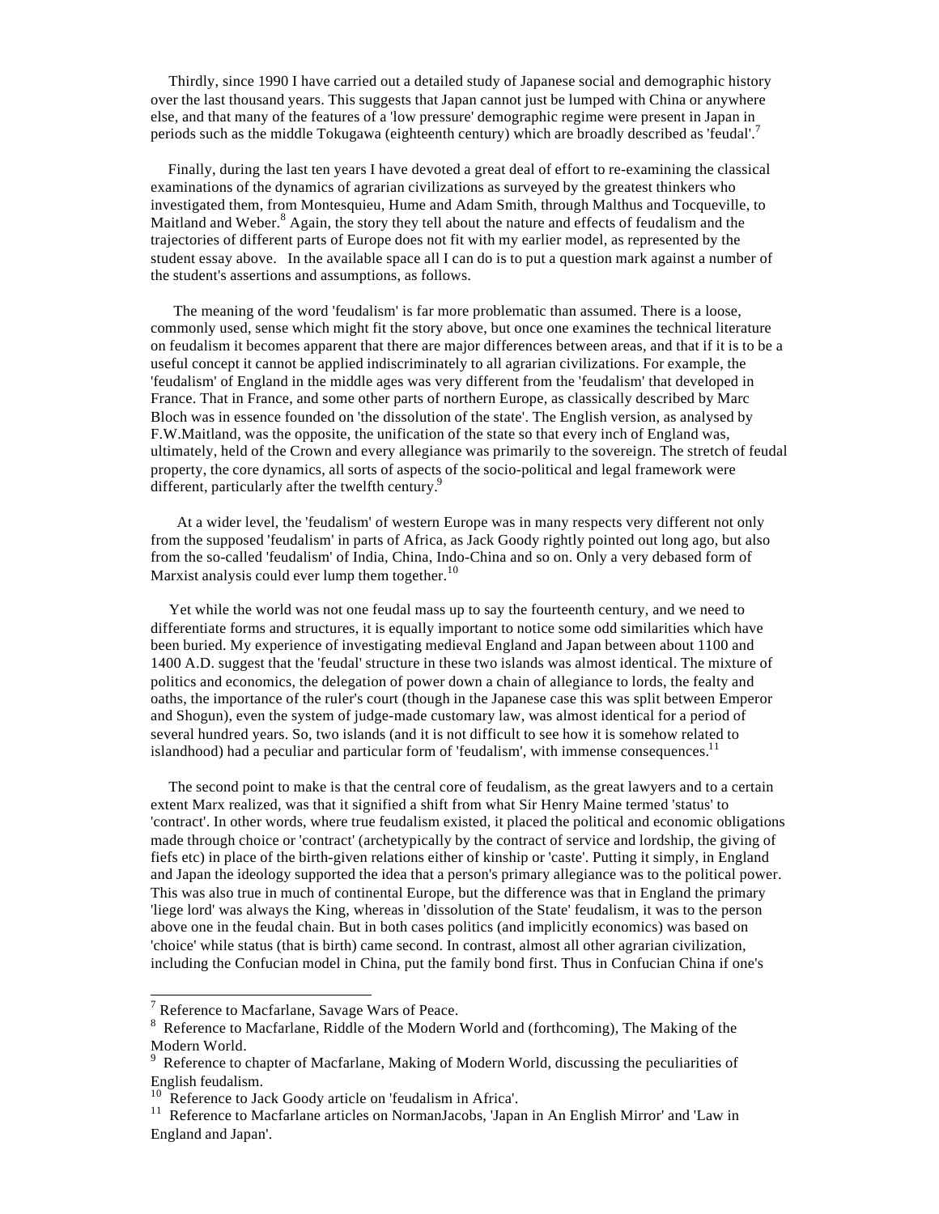Thirdly, since 1990 I have carried out a detailed study of Japanese social and demographic history over the last thousand years. This suggests that Japan cannot just be lumped with China or anywhere else, and that many of the features of a 'low pressure' demographic regime were present in Japan in periods such as the middle Tokugawa (eighteenth century) which are broadly described as 'feudal'.[7]

Finally, during the last ten years I have devoted a great deal of effort to re-examining the classical examinations of the dynamics of agrarian civilizations as surveyed by the greatest thinkers who investigated them, from Montesquieu, Hume and Adam Smith, through Malthus and Tocqueville, to Maitland and Weber.[8] Again, the story they tell about the nature and effects of feudalism and the trajectories of different parts of Europe does not fit with my earlier model, as represented by the student essay above. In the available space all I can do is to put a question mark against a number of the student's assertions and assumptions, as follows.

The meaning of the word 'feudalism' is far more problematic than assumed. There is a loose, commonly used, sense which might fit the story above, but once one examines the technical literature on feudalism it becomes apparent that there are major differences between areas, and that if it is to be a useful concept it cannot be applied indiscriminately to all agrarian civilizations. For example, the 'feudalism' of England in the middle ages was very different from the 'feudalism' that developed in France. That in France, and some other parts of northern Europe, as classically described by Marc Bloch was in essence founded on 'the dissolution of the state'. The English version, as analysed by F.W.Maitland, was the opposite, the unification of the state so that every inch of England was, ultimately, held of the Crown and every allegiance was primarily to the sovereign. The stretch of feudal property, the core dynamics, all sorts of aspects of the socio-political and legal framework were different, particularly after the twelfth century.[9]

At a wider level, the 'feudalism' of western Europe was in many respects very different not only from the supposed 'feudalism' in parts of Africa, as Jack Goody rightly pointed out long ago, but also from the so-called 'feudalism' of India, China, Indo-China and so on. Only a very debased form of Marxist analysis could ever lump them together.[10]

Yet while the world was not one feudal mass up to say the fourteenth century, and we need to differentiate forms and structures, it is equally important to notice some odd similarities which have been buried. My experience of investigating medieval England and Japan between about 1100 and 1400 A.D. suggest that the 'feudal' structure in these two islands was almost identical. The mixture of politics and economics, the delegation of power down a chain of allegiance to lords, the fealty and oaths, the importance of the ruler's court (though in the Japanese case this was split between Emperor and Shogun), even the system of judge-made customary law, was almost identical for a period of several hundred years. So, two islands (and it is not difficult to see how it is somehow related to islandhood) had a peculiar and particular form of 'feudalism', with immense consequences.[11]

The second point to make is that the central core of feudalism, as the great lawyers and to a certain extent Marx realized, was that it signified a shift from what Sir Henry Maine termed 'status' to 'contract'. In other words, where true feudalism existed, it placed the political and economic obligations made through choice or 'contract' (archetypically by the contract of service and lordship, the giving of fiefs etc) in place of the birth-given relations either of kinship or 'caste'. Putting it simply, in England and Japan the ideology supported the idea that a person's primary allegiance was to the political power. This was also true in much of continental Europe, but the difference was that in England the primary 'liege lord' was always the King, whereas in 'dissolution of the State' feudalism, it was to the person above one in the feudal chain. But in both cases politics (and implicitly economics) was based on 'choice' while status (that is birth) came second. In contrast, almost all other agrarian civilization, including the Confucian model in China, put the family bond first. Thus in Confucian China if one's

---

[7] Reference to Macfarlane, Savage Wars of Peace.

[8] Reference to Macfarlane, Riddle of the Modern World and (forthcoming), The Making of the Modern World.

[9] Reference to chapter of Macfarlane, Making of Modern World, discussing the peculiarities of English feudalism.

[10] Reference to Jack Goody article on 'feudalism in Africa'.

[11] Reference to Macfarlane articles on NormanJacobs, 'Japan in An English Mirror' and 'Law in England and Japan'.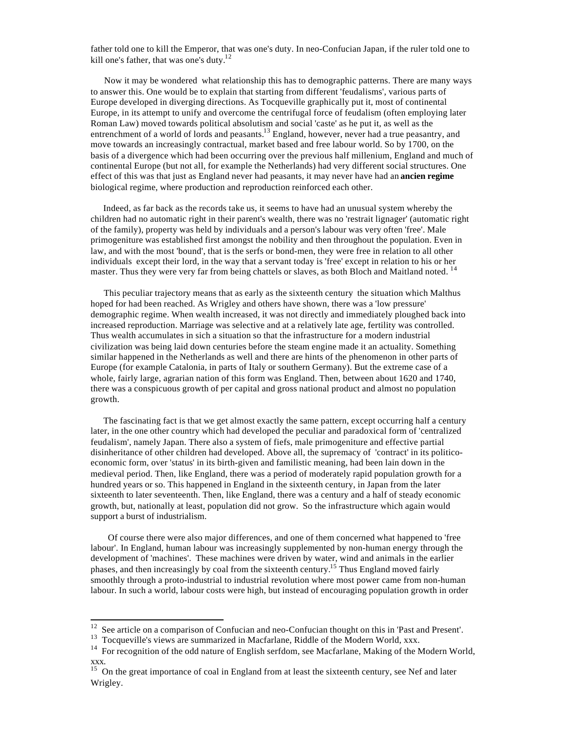father told one to kill the Emperor, that was one's duty. In neo-Confucian Japan, if the ruler told one to kill one's father, that was one's duty.[12]

Now it may be wondered  what relationship this has to demographic patterns. There are many ways to answer this. One would be to explain that starting from different 'feudalisms', various parts of Europe developed in diverging directions. As Tocqueville graphically put it, most of continental Europe, in its attempt to unify and overcome the centrifugal force of feudalism (often employing later Roman Law) moved towards political absolutism and social 'caste' as he put it, as well as the entrenchment of a world of lords and peasants.[13] England, however, never had a true peasantry, and move towards an increasingly contractual, market based and free labour world. So by 1700, on the basis of a divergence which had been occurring over the previous half millenium, England and much of continental Europe (but not all, for example the Netherlands) had very different social structures. One effect of this was that just as England never had peasants, it may never have had an **ancien regime** biological regime, where production and reproduction reinforced each other.

Indeed, as far back as the records take us, it seems to have had an unusual system whereby the children had no automatic right in their parent's wealth, there was no 'restrait lignager' (automatic right of the family), property was held by individuals and a person's labour was very often 'free'. Male primogeniture was established first amongst the nobility and then throughout the population. Even in law, and with the most 'bound', that is the serfs or bond-men, they were free in relation to all other individuals  except their lord, in the way that a servant today is 'free' except in relation to his or her master. Thus they were very far from being chattels or slaves, as both Bloch and Maitland noted. [14]

This peculiar trajectory means that as early as the sixteenth century  the situation which Malthus hoped for had been reached. As Wrigley and others have shown, there was a 'low pressure' demographic regime. When wealth increased, it was not directly and immediately ploughed back into increased reproduction. Marriage was selective and at a relatively late age, fertility was controlled. Thus wealth accumulates in sich a situation so that the infrastructure for a modern industrial civilization was being laid down centuries before the steam engine made it an actuality. Something similar happened in the Netherlands as well and there are hints of the phenomenon in other parts of Europe (for example Catalonia, in parts of Italy or southern Germany). But the extreme case of a whole, fairly large, agrarian nation of this form was England. Then, between about 1620 and 1740, there was a conspicuous growth of per capital and gross national product and almost no population growth.

The fascinating fact is that we get almost exactly the same pattern, except occurring half a century later, in the one other country which had developed the peculiar and paradoxical form of 'centralized feudalism', namely Japan. There also a system of fiefs, male primogeniture and effective partial disinheritance of other children had developed. Above all, the supremacy of  'contract' in its politico-economic form, over 'status' in its birth-given and familistic meaning, had been lain down in the medieval period. Then, like England, there was a period of moderately rapid population growth for a hundred years or so. This happened in England in the sixteenth century, in Japan from the later sixteenth to later seventeenth. Then, like England, there was a century and a half of steady economic growth, but, nationally at least, population did not grow.  So the infrastructure which again would support a burst of industrialism.

Of course there were also major differences, and one of them concerned what happened to 'free labour'. In England, human labour was increasingly supplemented by non-human energy through the development of 'machines'.  These machines were driven by water, wind and animals in the earlier phases, and then increasingly by coal from the sixteenth century.[15] Thus England moved fairly smoothly through a proto-industrial to industrial revolution where most power came from non-human labour. In such a world, labour costs were high, but instead of encouraging population growth in order

---

[12] See article on a comparison of Confucian and neo-Confucian thought on this in 'Past and Present'.

[13] Tocqueville's views are summarized in Macfarlane, Riddle of the Modern World, xxx.

[14] For recognition of the odd nature of English serfdom, see Macfarlane, Making of the Modern World, xxx.

[15] On the great importance of coal in England from at least the sixteenth century, see Nef and later Wrigley.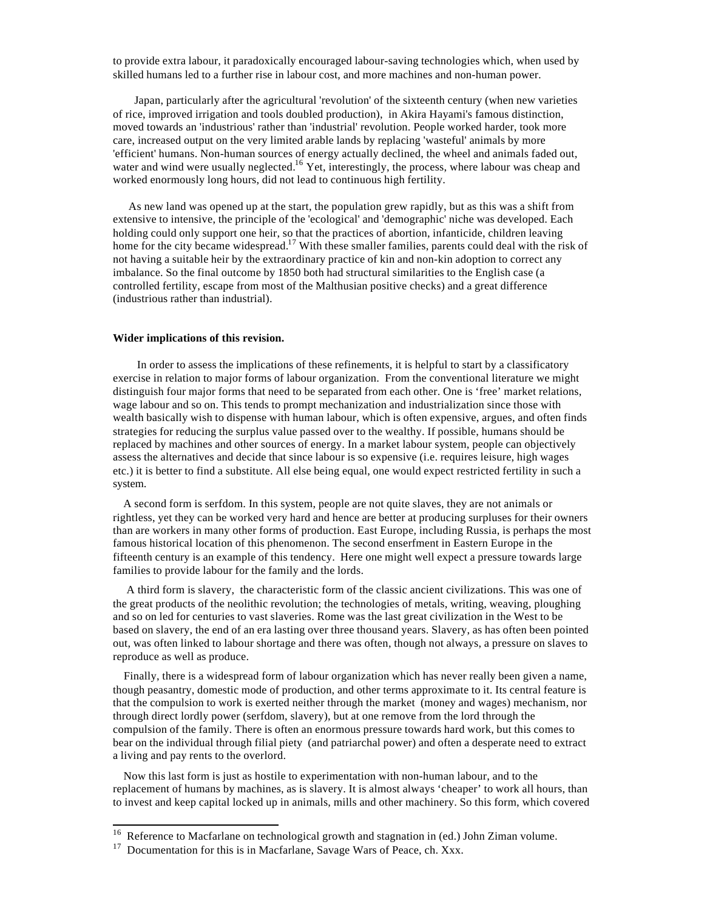to provide extra labour, it paradoxically encouraged labour-saving technologies which, when used by skilled humans led to a further rise in labour cost, and more machines and non-human power.

Japan, particularly after the agricultural 'revolution' of the sixteenth century (when new varieties of rice, improved irrigation and tools doubled production), in Akira Hayami's famous distinction, moved towards an 'industrious' rather than 'industrial' revolution. People worked harder, took more care, increased output on the very limited arable lands by replacing 'wasteful' animals by more 'efficient' humans. Non-human sources of energy actually declined, the wheel and animals faded out, water and wind were usually neglected.[16] Yet, interestingly, the process, where labour was cheap and worked enormously long hours, did not lead to continuous high fertility.

As new land was opened up at the start, the population grew rapidly, but as this was a shift from extensive to intensive, the principle of the 'ecological' and 'demographic' niche was developed. Each holding could only support one heir, so that the practices of abortion, infanticide, children leaving home for the city became widespread.[17] With these smaller families, parents could deal with the risk of not having a suitable heir by the extraordinary practice of kin and non-kin adoption to correct any imbalance. So the final outcome by 1850 both had structural similarities to the English case (a controlled fertility, escape from most of the Malthusian positive checks) and a great difference (industrious rather than industrial).

**Wider implications of this revision.**

In order to assess the implications of these refinements, it is helpful to start by a classificatory exercise in relation to major forms of labour organization. From the conventional literature we might distinguish four major forms that need to be separated from each other. One is 'free' market relations, wage labour and so on. This tends to prompt mechanization and industrialization since those with wealth basically wish to dispense with human labour, which is often expensive, argues, and often finds strategies for reducing the surplus value passed over to the wealthy. If possible, humans should be replaced by machines and other sources of energy. In a market labour system, people can objectively assess the alternatives and decide that since labour is so expensive (i.e. requires leisure, high wages etc.) it is better to find a substitute. All else being equal, one would expect restricted fertility in such a system.

A second form is serfdom. In this system, people are not quite slaves, they are not animals or rightless, yet they can be worked very hard and hence are better at producing surpluses for their owners than are workers in many other forms of production. East Europe, including Russia, is perhaps the most famous historical location of this phenomenon. The second enserfment in Eastern Europe in the fifteenth century is an example of this tendency. Here one might well expect a pressure towards large families to provide labour for the family and the lords.

A third form is slavery, the characteristic form of the classic ancient civilizations. This was one of the great products of the neolithic revolution; the technologies of metals, writing, weaving, ploughing and so on led for centuries to vast slaveries. Rome was the last great civilization in the West to be based on slavery, the end of an era lasting over three thousand years. Slavery, as has often been pointed out, was often linked to labour shortage and there was often, though not always, a pressure on slaves to reproduce as well as produce.

Finally, there is a widespread form of labour organization which has never really been given a name, though peasantry, domestic mode of production, and other terms approximate to it. Its central feature is that the compulsion to work is exerted neither through the market (money and wages) mechanism, nor through direct lordly power (serfdom, slavery), but at one remove from the lord through the compulsion of the family. There is often an enormous pressure towards hard work, but this comes to bear on the individual through filial piety (and patriarchal power) and often a desperate need to extract a living and pay rents to the overlord.

Now this last form is just as hostile to experimentation with non-human labour, and to the replacement of humans by machines, as is slavery. It is almost always 'cheaper' to work all hours, than to invest and keep capital locked up in animals, mills and other machinery. So this form, which covered

---

[16] Reference to Macfarlane on technological growth and stagnation in (ed.) John Ziman volume.

[17] Documentation for this is in Macfarlane, Savage Wars of Peace, ch. Xxx.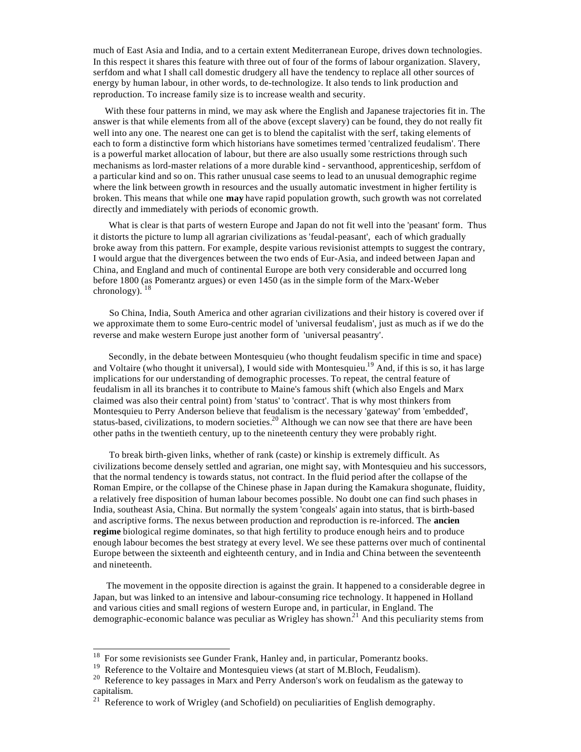much of East Asia and India, and to a certain extent Mediterranean Europe, drives down technologies. In this respect it shares this feature with three out of four of the forms of labour organization. Slavery, serfdom and what I shall call domestic drudgery all have the tendency to replace all other sources of energy by human labour, in other words, to de-technologize. It also tends to link production and reproduction. To increase family size is to increase wealth and security.

With these four patterns in mind, we may ask where the English and Japanese trajectories fit in. The answer is that while elements from all of the above (except slavery) can be found, they do not really fit well into any one. The nearest one can get is to blend the capitalist with the serf, taking elements of each to form a distinctive form which historians have sometimes termed 'centralized feudalism'. There is a powerful market allocation of labour, but there are also usually some restrictions through such mechanisms as lord-master relations of a more durable kind - servanthood, apprenticeship, serfdom of a particular kind and so on. This rather unusual case seems to lead to an unusual demographic regime where the link between growth in resources and the usually automatic investment in higher fertility is broken. This means that while one **may** have rapid population growth, such growth was not correlated directly and immediately with periods of economic growth.

What is clear is that parts of western Europe and Japan do not fit well into the 'peasant' form. Thus it distorts the picture to lump all agrarian civilizations as 'feudal-peasant', each of which gradually broke away from this pattern. For example, despite various revisionist attempts to suggest the contrary, I would argue that the divergences between the two ends of Eur-Asia, and indeed between Japan and China, and England and much of continental Europe are both very considerable and occurred long before 1800 (as Pomerantz argues) or even 1450 (as in the simple form of the Marx-Weber chronology).[18]

So China, India, South America and other agrarian civilizations and their history is covered over if we approximate them to some Euro-centric model of 'universal feudalism', just as much as if we do the reverse and make western Europe just another form of 'universal peasantry'.

Secondly, in the debate between Montesquieu (who thought feudalism specific in time and space) and Voltaire (who thought it universal), I would side with Montesquieu.[19] And, if this is so, it has large implications for our understanding of demographic processes. To repeat, the central feature of feudalism in all its branches it to contribute to Maine's famous shift (which also Engels and Marx claimed was also their central point) from 'status' to 'contract'. That is why most thinkers from Montesquieu to Perry Anderson believe that feudalism is the necessary 'gateway' from 'embedded', status-based, civilizations, to modern societies.[20] Although we can now see that there are have been other paths in the twentieth century, up to the nineteenth century they were probably right.

To break birth-given links, whether of rank (caste) or kinship is extremely difficult. As civilizations become densely settled and agrarian, one might say, with Montesquieu and his successors, that the normal tendency is towards status, not contract. In the fluid period after the collapse of the Roman Empire, or the collapse of the Chinese phase in Japan during the Kamakura shogunate, fluidity, a relatively free disposition of human labour becomes possible. No doubt one can find such phases in India, southeast Asia, China. But normally the system 'congeals' again into status, that is birth-based and ascriptive forms. The nexus between production and reproduction is re-inforced. The **ancien regime** biological regime dominates, so that high fertility to produce enough heirs and to produce enough labour becomes the best strategy at every level. We see these patterns over much of continental Europe between the sixteenth and eighteenth century, and in India and China between the seventeenth and nineteenth.

The movement in the opposite direction is against the grain. It happened to a considerable degree in Japan, but was linked to an intensive and labour-consuming rice technology. It happened in Holland and various cities and small regions of western Europe and, in particular, in England. The demographic-economic balance was peculiar as Wrigley has shown.[21] And this peculiarity stems from

---

[18] For some revisionists see Gunder Frank, Hanley and, in particular, Pomerantz books.

[19] Reference to the Voltaire and Montesquieu views (at start of M.Bloch, Feudalism).

[20] Reference to key passages in Marx and Perry Anderson's work on feudalism as the gateway to capitalism.

[21] Reference to work of Wrigley (and Schofield) on peculiarities of English demography.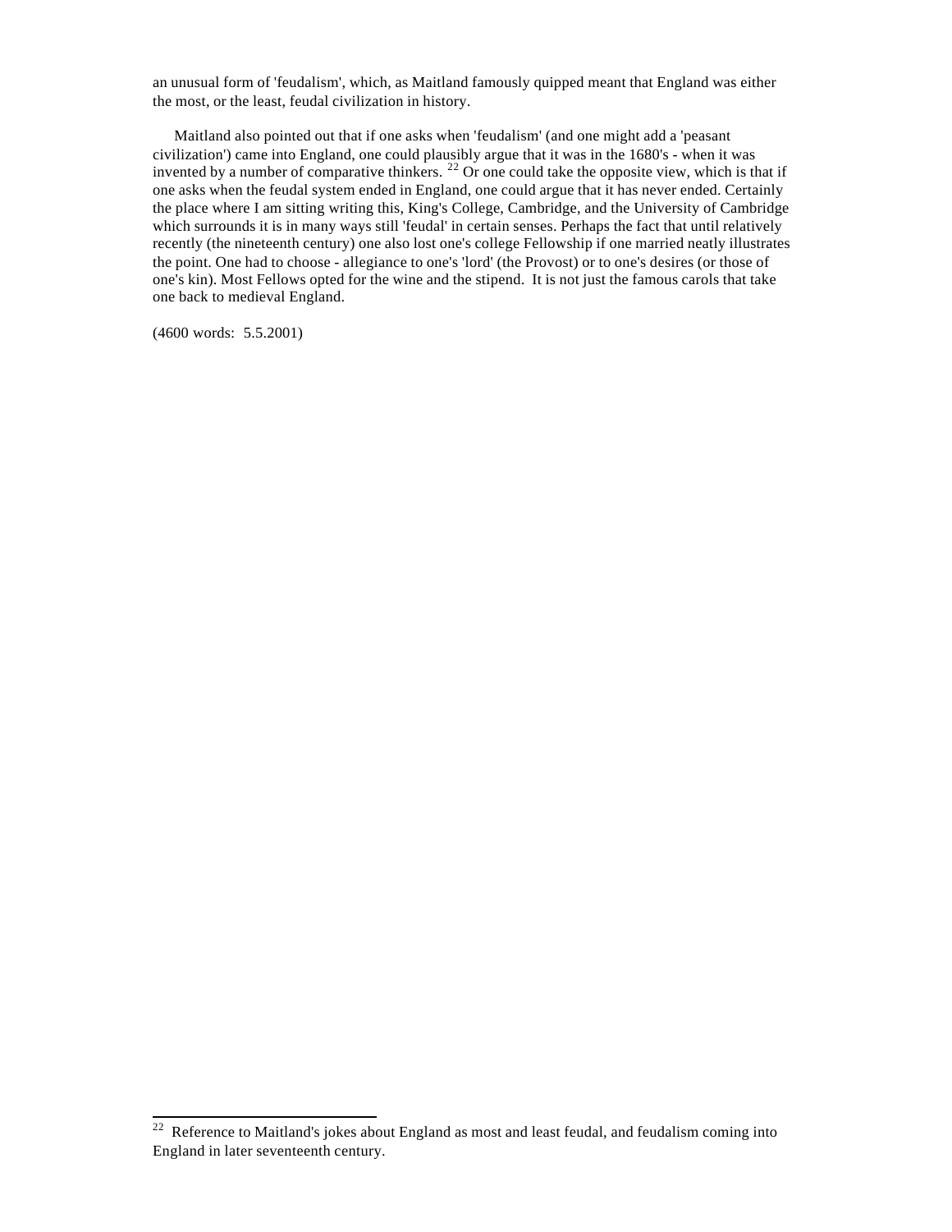an unusual form of 'feudalism', which, as Maitland famously quipped meant that England was either the most, or the least, feudal civilization in history.

Maitland also pointed out that if one asks when 'feudalism' (and one might add a 'peasant civilization') came into England, one could plausibly argue that it was in the 1680's - when it was invented by a number of comparative thinkers. [22] Or one could take the opposite view, which is that if one asks when the feudal system ended in England, one could argue that it has never ended. Certainly the place where I am sitting writing this, King's College, Cambridge, and the University of Cambridge which surrounds it is in many ways still 'feudal' in certain senses. Perhaps the fact that until relatively recently (the nineteenth century) one also lost one's college Fellowship if one married neatly illustrates the point. One had to choose - allegiance to one's 'lord' (the Provost) or to one's desires (or those of one's kin). Most Fellows opted for the wine and the stipend. It is not just the famous carols that take one back to medieval England.

(4600 words: 5.5.2001)

---

[22] Reference to Maitland's jokes about England as most and least feudal, and feudalism coming into England in later seventeenth century.